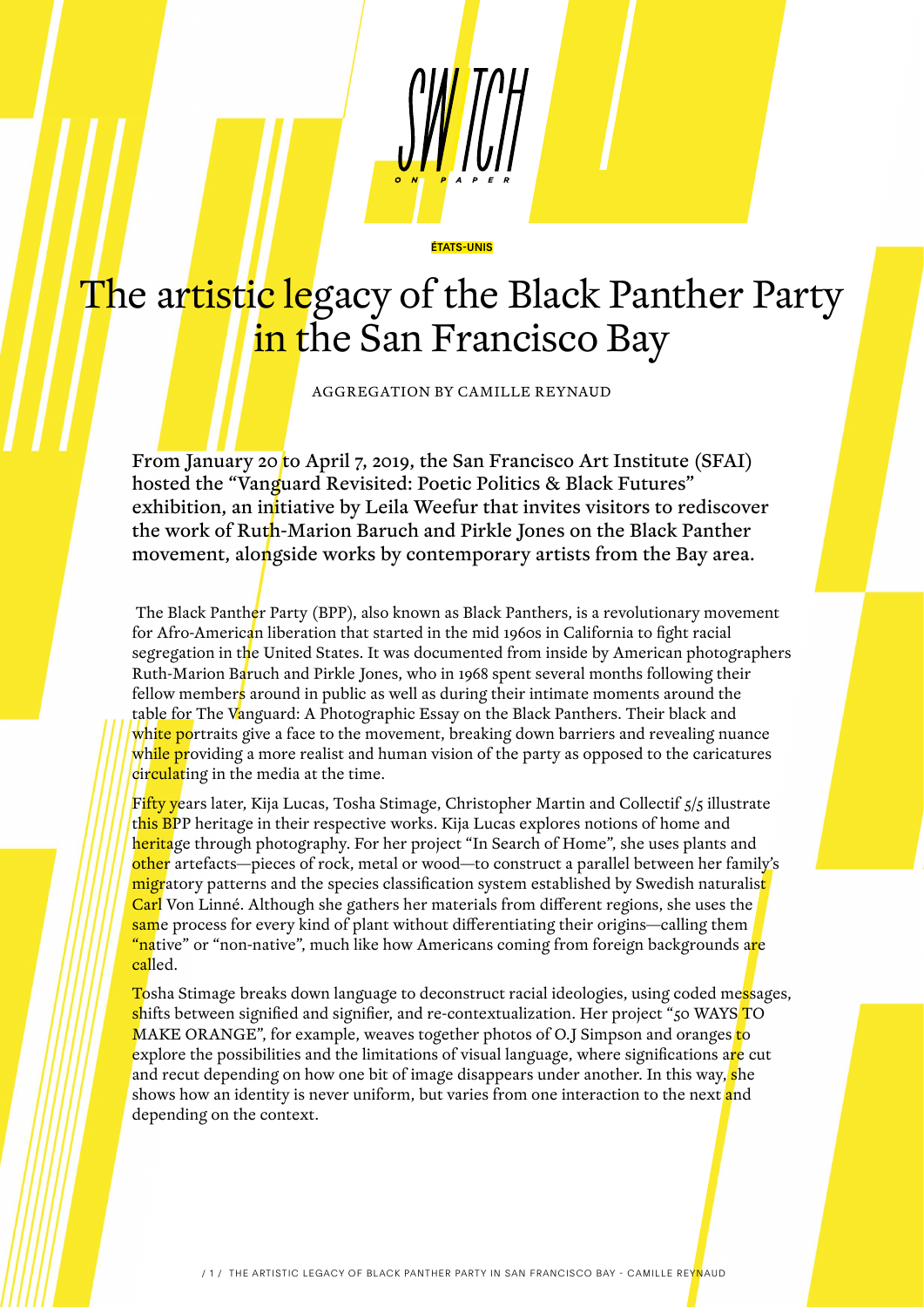ÉTATS-UNIS

# The artistic legacy of the Black Panther Party in the San Francisco Bay

AGGREGATION BY CAMILLE REYNAUD

**From January 20 to April 7, 2019, the San Francisco Art Institute (SFAI) hosted the "Vanguard Revisited: Poetic Politics & Black Futures" exhibition, an initiative by Leila Weefur that invites visitors to rediscover the work of Ruth-Marion Baruch and Pirkle Jones on the Black Panther movement, alongside works by contemporary artists from the Bay area.**

The Black Panther Party (BPP), also known as Black Panthers, is a revolutionary movement for Afro-American liberation that started in the mid 1960s in California to fight racial segregation in the United States. It was documented from inside by American photographers Ruth-Marion Baruch and Pirkle Jones, who in 1968 spent several months following their fellow members around in public as well as during their intimate moments around the table for The Vanguard: A Photographic Essay on the Black Panthers. Their black and white portraits give a face to the movement, breaking down barriers and revealing nuance while providing a more realist and human vision of the party as opposed to the caricatures circulating in the media at the time.

Fifty years later, Kija Lucas, Tosha Stimage, Christopher Martin and Collectif 5/5 illustrate this BPP heritage in their respective works. Kija Lucas explores notions of home and heritage through photography. For her project "In Search of Home", she uses plants and other artefacts—pieces of rock, metal or wood—to construct a parallel between her family's migratory patterns and the species classification system established by Swedish naturalist Carl Von Linné. Although she gathers her materials from different regions, she uses the same process for every kind of plant without differentiating their origins—calling them "native" or "non-native", much like how Americans coming from foreign backgrounds are called.

Tosha Stimage breaks down language to deconstruct racial ideologies, using coded messages, shifts between signified and signifier, and re-contextualization. Her project "50 WAYS TO MAKE ORANGE", for example, weaves together photos of O.J Simpson and oranges to explore the possibilities and the limitations of visual language, where significations are cut and recut depending on how one bit of image disappears under another. In this way, she shows how an identity is never uniform, but varies from one interaction to the next and depending on the context.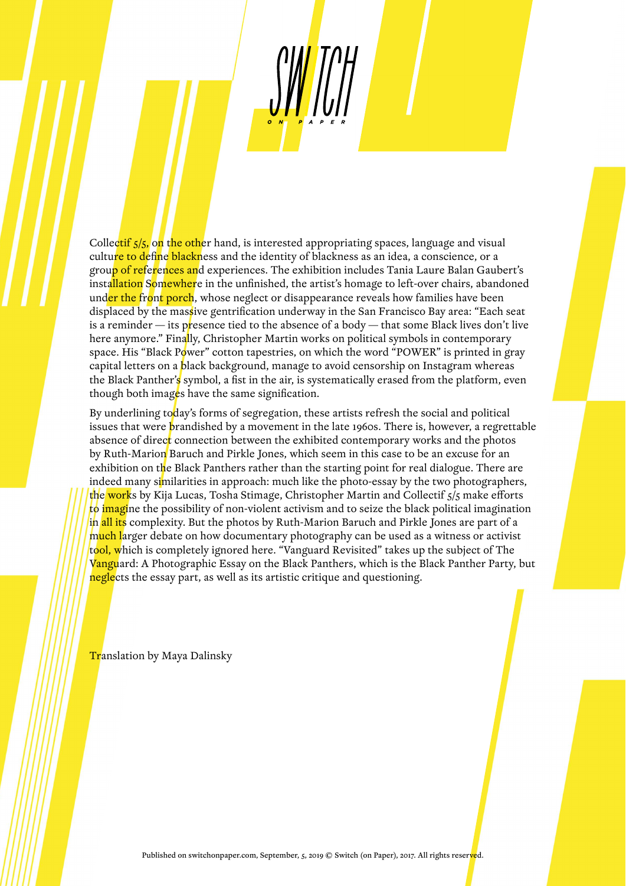Collectif 5/5, on the other hand, is interested appropriating spaces, language and visual culture to define blackness and the identity of blackness as an idea, a conscience, or a group of references and experiences. The exhibition includes Tania Laure Balan Gaubert's installation Somewhere in the unfinished, the artist's homage to left-over chairs, abandoned under the front porch, whose neglect or disappearance reveals how families have been displaced by the massive gentrification underway in the San Francisco Bay area: "Each seat is a reminder — its presence tied to the absence of a body — that some Black lives don't live here anymore." Finally, Christopher Martin works on political symbols in contemporary space. His "Black Power" cotton tapestries, on which the word "POWER" is printed in gray capital letters on a black background, manage to avoid censorship on Instagram whereas the Black Panther's symbol, a fist in the air, is systematically erased from the platform, even though both images have the same signification.

By underlining today's forms of segregation, these artists refresh the social and political issues that were brandished by a movement in the late 1960s. There is, however, a regrettable absence of direct connection between the exhibited contemporary works and the photos by Ruth-Marion Baruch and Pirkle Jones, which seem in this case to be an excuse for an exhibition on the Black Panthers rather than the starting point for real dialogue. There are indeed many similarities in approach: much like the photo-essay by the two photographers, the works by Kija Lucas, Tosha Stimage, Christopher Martin and Collectif 5/5 make efforts to imagine the possibility of non-violent activism and to seize the black political imagination in all its complexity. But the photos by Ruth-Marion Baruch and Pirkle Jones are part of a much larger debate on how documentary photography can be used as a witness or activist tool, which is completely ignored here. "Vanguard Revisited" takes up the subject of The Vanguard: A Photographic Essay on the Black Panthers, which is the Black Panther Party, but neglects the essay part, as well as its artistic critique and questioning.

Translation by Maya Dalinsky

Published on switchonpaper.com, September, 5, 2019 © Switch (on Paper), 2017. All rights reserved.